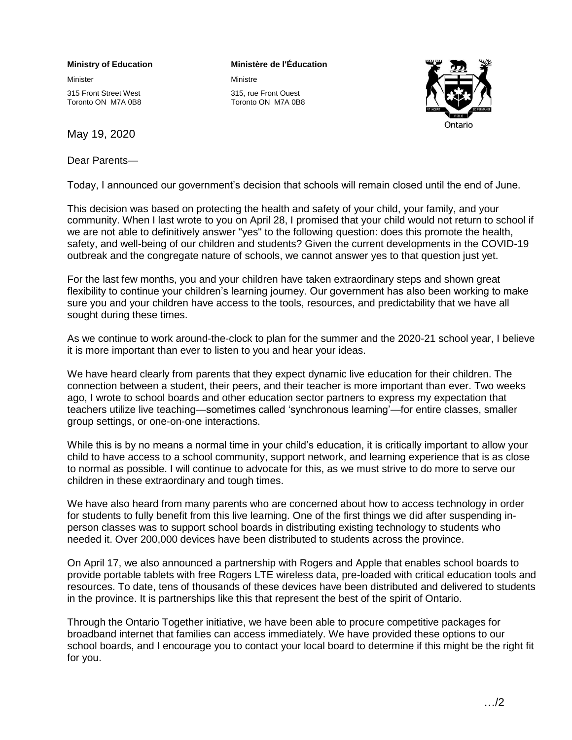**Ministry of Education**

Minister

315 Front Street West
Toronto ON M7A 0B8

**Ministère de l'Éducation**

Ministre

315, rue Front Ouest
Toronto ON M7A 0B8

Ontario

May 19, 2020

Dear Parents—

Today, I announced our government's decision that schools will remain closed until the end of June.

This decision was based on protecting the health and safety of your child, your family, and your community. When I last wrote to you on April 28, I promised that your child would not return to school if we are not able to definitively answer "yes" to the following question: does this promote the health, safety, and well-being of our children and students? Given the current developments in the COVID-19 outbreak and the congregate nature of schools, we cannot answer yes to that question just yet.

For the last few months, you and your children have taken extraordinary steps and shown great flexibility to continue your children's learning journey. Our government has also been working to make sure you and your children have access to the tools, resources, and predictability that we have all sought during these times.

As we continue to work around-the-clock to plan for the summer and the 2020-21 school year, I believe it is more important than ever to listen to you and hear your ideas.

We have heard clearly from parents that they expect dynamic live education for their children. The connection between a student, their peers, and their teacher is more important than ever. Two weeks ago, I wrote to school boards and other education sector partners to express my expectation that teachers utilize live teaching—sometimes called 'synchronous learning'—for entire classes, smaller group settings, or one-on-one interactions.

While this is by no means a normal time in your child's education, it is critically important to allow your child to have access to a school community, support network, and learning experience that is as close to normal as possible. I will continue to advocate for this, as we must strive to do more to serve our children in these extraordinary and tough times.

We have also heard from many parents who are concerned about how to access technology in order for students to fully benefit from this live learning. One of the first things we did after suspending in-person classes was to support school boards in distributing existing technology to students who needed it. Over 200,000 devices have been distributed to students across the province.

On April 17, we also announced a partnership with Rogers and Apple that enables school boards to provide portable tablets with free Rogers LTE wireless data, pre-loaded with critical education tools and resources. To date, tens of thousands of these devices have been distributed and delivered to students in the province. It is partnerships like this that represent the best of the spirit of Ontario.

Through the Ontario Together initiative, we have been able to procure competitive packages for broadband internet that families can access immediately. We have provided these options to our school boards, and I encourage you to contact your local board to determine if this might be the right fit for you.

…/2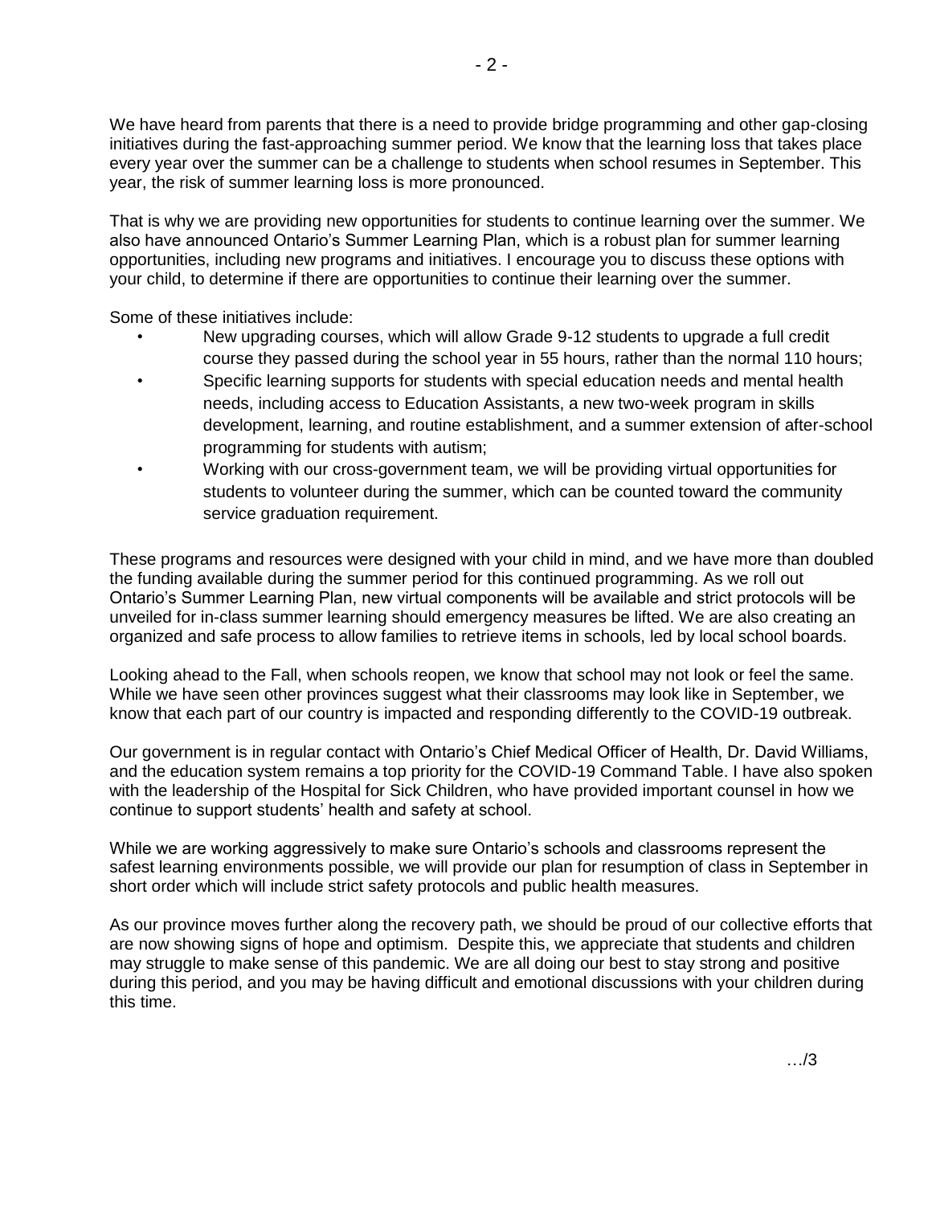We have heard from parents that there is a need to provide bridge programming and other gap-closing initiatives during the fast-approaching summer period. We know that the learning loss that takes place every year over the summer can be a challenge to students when school resumes in September. This year, the risk of summer learning loss is more pronounced.

That is why we are providing new opportunities for students to continue learning over the summer. We also have announced Ontario's Summer Learning Plan, which is a robust plan for summer learning opportunities, including new programs and initiatives. I encourage you to discuss these options with your child, to determine if there are opportunities to continue their learning over the summer.

Some of these initiatives include:

- New upgrading courses, which will allow Grade 9-12 students to upgrade a full credit course they passed during the school year in 55 hours, rather than the normal 110 hours;
- Specific learning supports for students with special education needs and mental health needs, including access to Education Assistants, a new two-week program in skills development, learning, and routine establishment, and a summer extension of after-school programming for students with autism;
- Working with our cross-government team, we will be providing virtual opportunities for students to volunteer during the summer, which can be counted toward the community service graduation requirement.

These programs and resources were designed with your child in mind, and we have more than doubled the funding available during the summer period for this continued programming. As we roll out Ontario's Summer Learning Plan, new virtual components will be available and strict protocols will be unveiled for in-class summer learning should emergency measures be lifted. We are also creating an organized and safe process to allow families to retrieve items in schools, led by local school boards.

Looking ahead to the Fall, when schools reopen, we know that school may not look or feel the same. While we have seen other provinces suggest what their classrooms may look like in September, we know that each part of our country is impacted and responding differently to the COVID-19 outbreak.

Our government is in regular contact with Ontario's Chief Medical Officer of Health, Dr. David Williams, and the education system remains a top priority for the COVID-19 Command Table. I have also spoken with the leadership of the Hospital for Sick Children, who have provided important counsel in how we continue to support students' health and safety at school.

While we are working aggressively to make sure Ontario's schools and classrooms represent the safest learning environments possible, we will provide our plan for resumption of class in September in short order which will include strict safety protocols and public health measures.

As our province moves further along the recovery path, we should be proud of our collective efforts that are now showing signs of hope and optimism. Despite this, we appreciate that students and children may struggle to make sense of this pandemic. We are all doing our best to stay strong and positive during this period, and you may be having difficult and emotional discussions with your children during this time.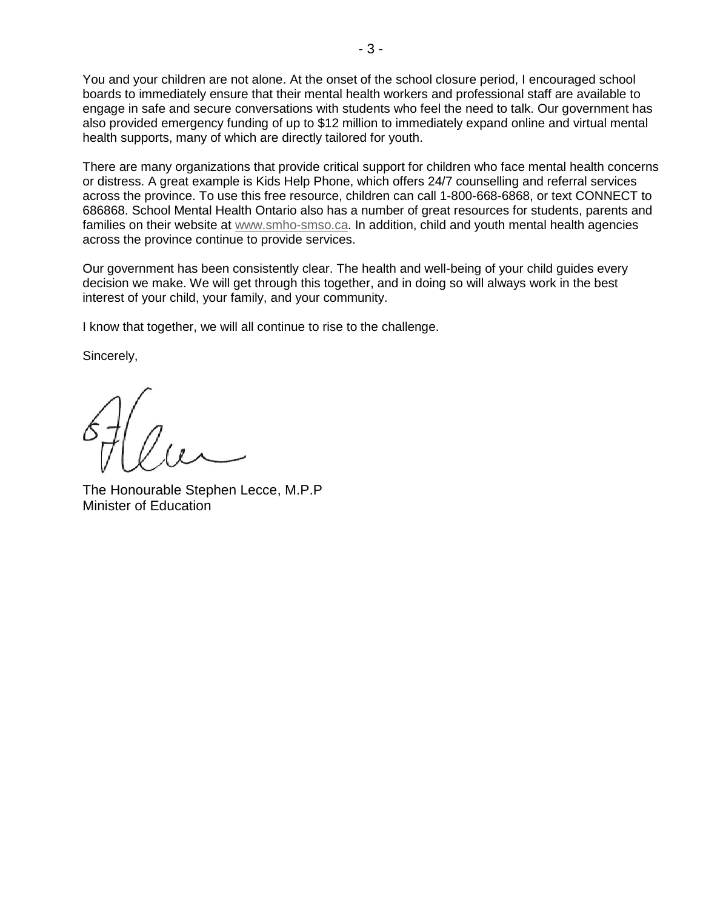You and your children are not alone. At the onset of the school closure period, I encouraged school boards to immediately ensure that their mental health workers and professional staff are available to engage in safe and secure conversations with students who feel the need to talk. Our government has also provided emergency funding of up to $12 million to immediately expand online and virtual mental health supports, many of which are directly tailored for youth.

There are many organizations that provide critical support for children who face mental health concerns or distress. A great example is Kids Help Phone, which offers 24/7 counselling and referral services across the province. To use this free resource, children can call 1-800-668-6868, or text CONNECT to 686868. School Mental Health Ontario also has a number of great resources for students, parents and families on their website at [www.smho-smso.ca](http://www.smho-smso.ca). In addition, child and youth mental health agencies across the province continue to provide services.

Our government has been consistently clear. The health and well-being of your child guides every decision we make. We will get through this together, and in doing so will always work in the best interest of your child, your family, and your community.

I know that together, we will all continue to rise to the challenge.

Sincerely,

The Honourable Stephen Lecce, M.P.P
Minister of Education